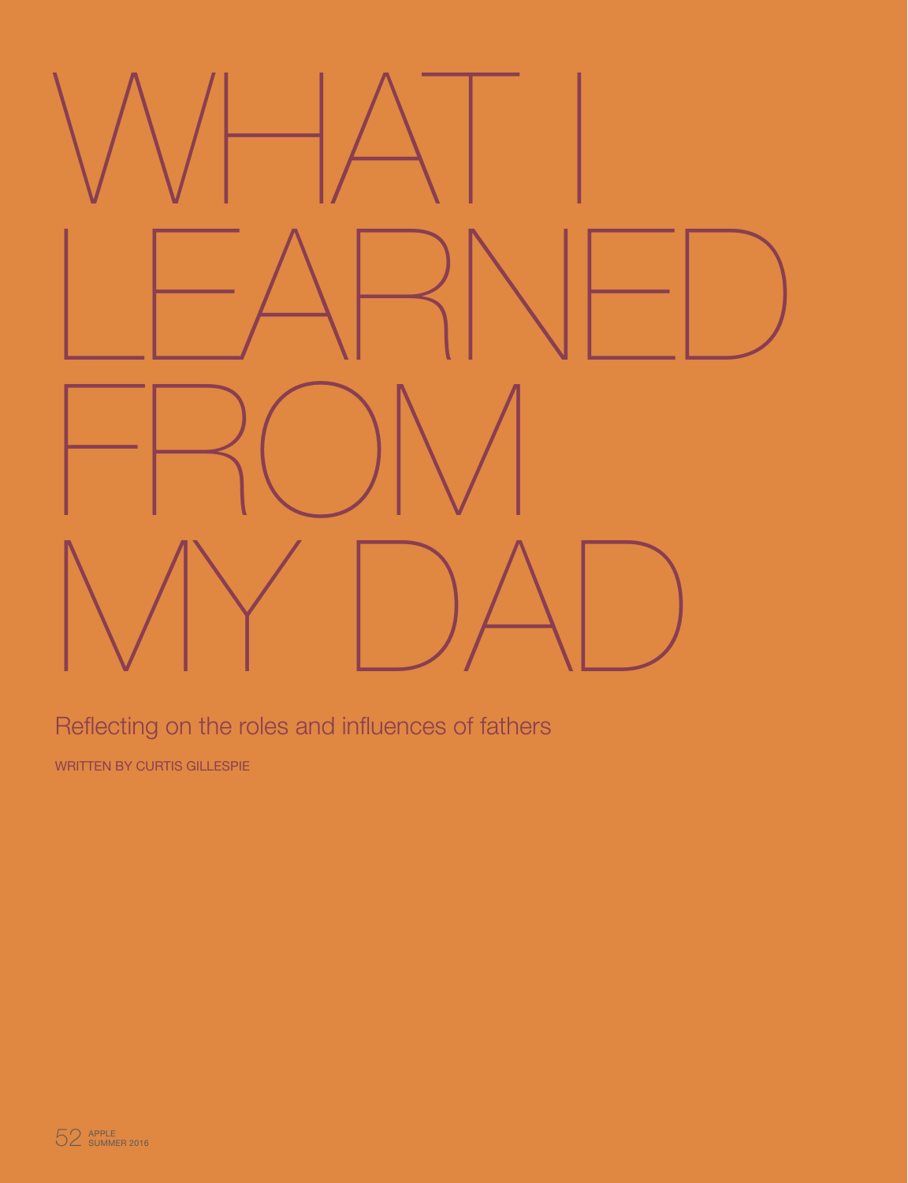# WHAT I LEARNED FROM MY DAD

Reflecting on the roles and influences of fathers

WRITTEN BY CURTIS GILLESPIE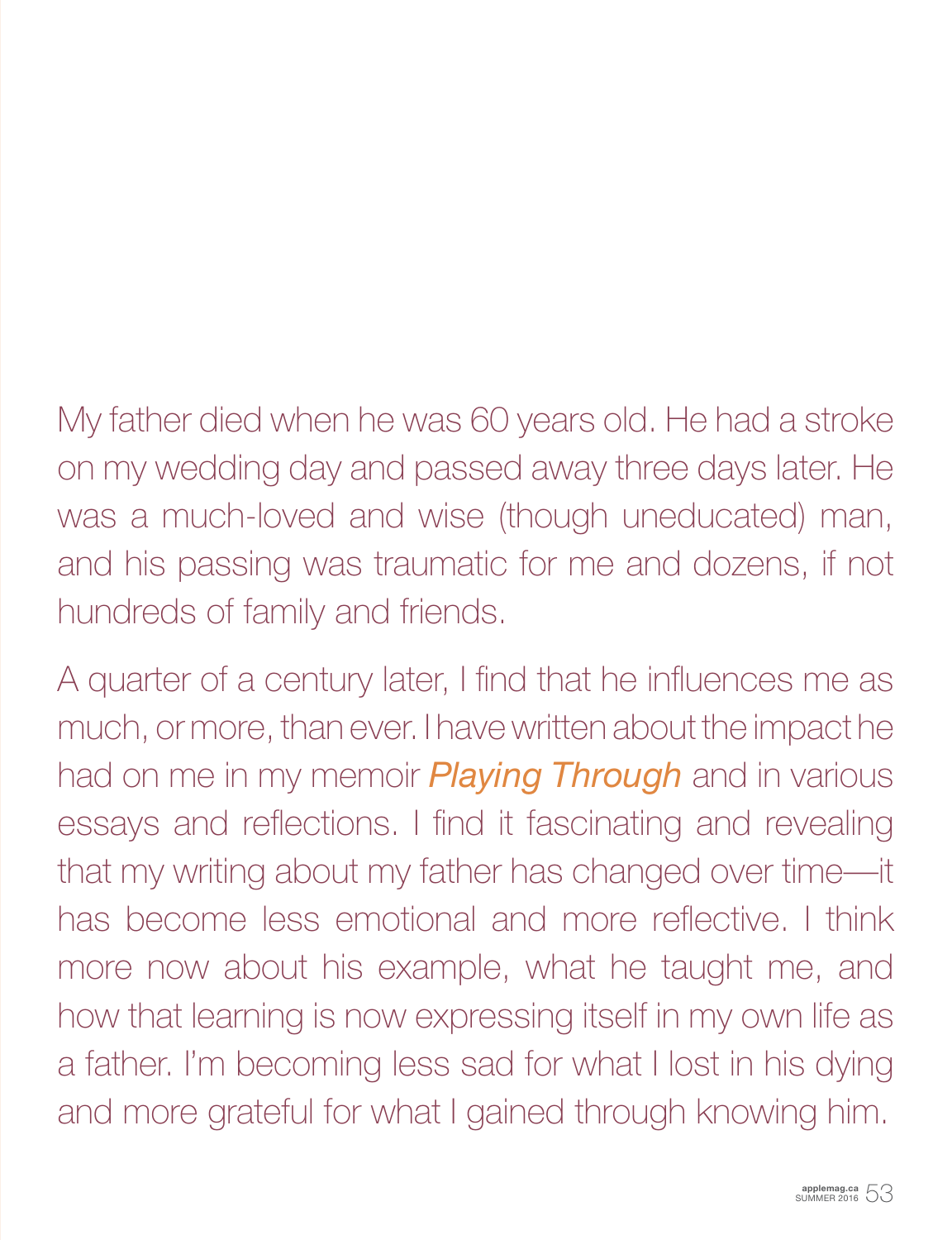My father died when he was 60 years old. He had a stroke on my wedding day and passed away three days later. He was a much-loved and wise (though uneducated) man, and his passing was traumatic for me and dozens, if not hundreds of family and friends.

A quarter of a century later, I find that he influences me as much, or more, than ever. I have written about the impact he had on me in my memoir *Playing Through* and in various essays and reflections. I find it fascinating and revealing that my writing about my father has changed over time—it has become less emotional and more reflective. I think more now about his example, what he taught me, and how that learning is now expressing itself in my own life as a father. I'm becoming less sad for what I lost in his dying and more grateful for what I gained through knowing him.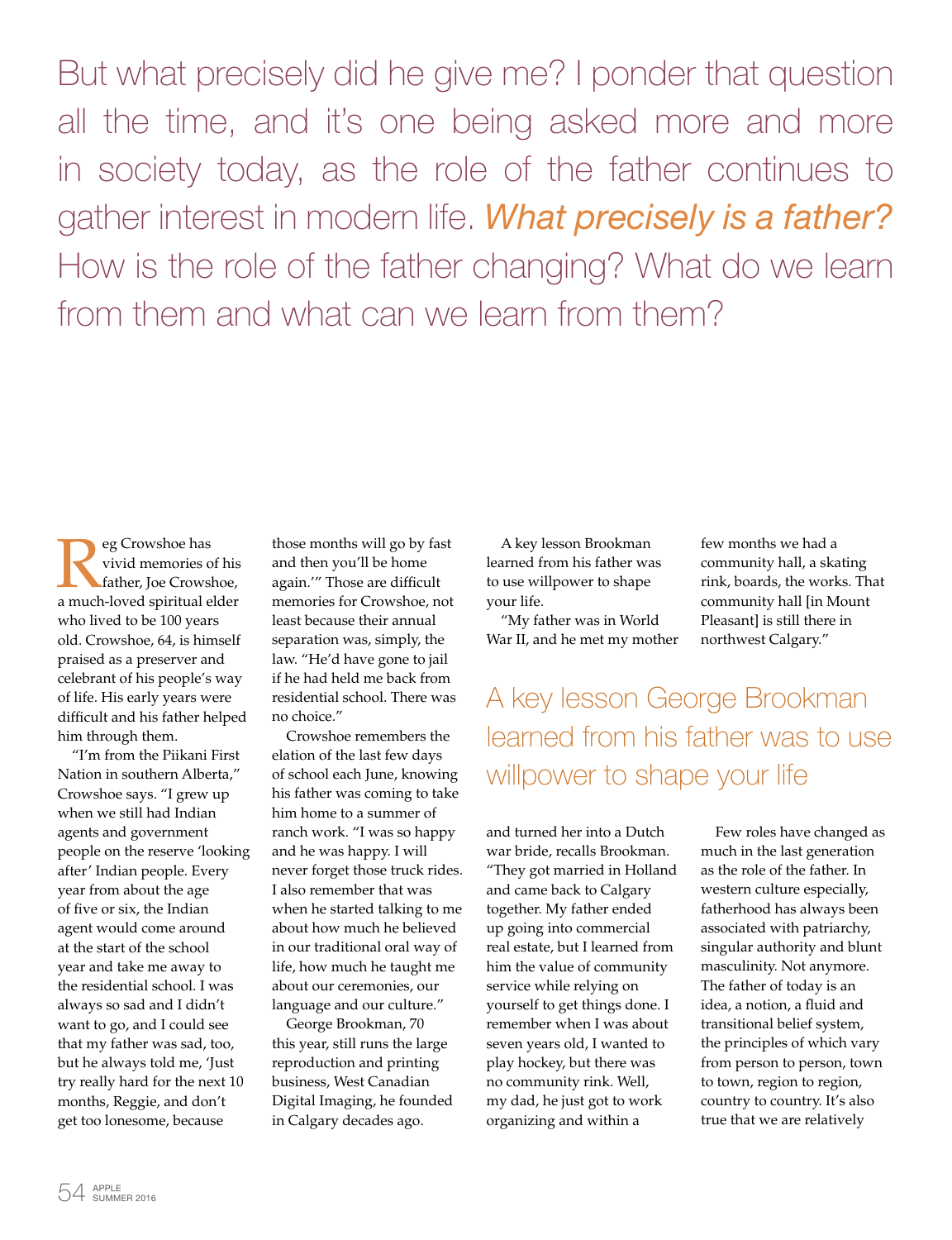But what precisely did he give me? I ponder that question all the time, and it's one being asked more and more in society today, as the role of the father continues to gather interest in modern life. *What precisely is a father?* How is the role of the father changing? What do we learn from them and what can we learn from them?

Reg Crowshoe has vivid memories of his father, Joe Crowshoe, a much-loved spiritual elder who lived to be 100 years old. Crowshoe, 64, is himself praised as a preserver and celebrant of his people's way of life. His early years were difficult and his father helped him through them.

"I'm from the Piikani First Nation in southern Alberta," Crowshoe says. "I grew up when we still had Indian agents and government people on the reserve 'looking after' Indian people. Every year from about the age of five or six, the Indian agent would come around at the start of the school year and take me away to the residential school. I was always so sad and I didn't want to go, and I could see that my father was sad, too, but he always told me, 'Just try really hard for the next 10 months, Reggie, and don't get too lonesome, because those months will go by fast and then you'll be home again.'" Those are difficult memories for Crowshoe, not least because their annual separation was, simply, the law. "He'd have gone to jail if he had held me back from residential school. There was no choice."

Crowshoe remembers the elation of the last few days of school each June, knowing his father was coming to take him home to a summer of ranch work. "I was so happy and he was happy. I will never forget those truck rides. I also remember that was when he started talking to me about how much he believed in our traditional oral way of life, how much he taught me about our ceremonies, our language and our culture."

George Brookman, 70 this year, still runs the large reproduction and printing business, West Canadian Digital Imaging, he founded in Calgary decades ago.

A key lesson Brookman learned from his father was to use willpower to shape your life.

"My father was in World War II, and he met my mother and turned her into a Dutch war bride, recalls Brookman. "They got married in Holland and came back to Calgary together. My father ended up going into commercial real estate, but I learned from him the value of community service while relying on yourself to get things done. I remember when I was about seven years old, I wanted to play hockey, but there was no community rink. Well, my dad, he just got to work organizing and within a few months we had a community hall, a skating rink, boards, the works. That community hall [in Mount Pleasant] is still there in northwest Calgary."

> A key lesson George Brookman learned from his father was to use willpower to shape your life

Few roles have changed as much in the last generation as the role of the father. In western culture especially, fatherhood has always been associated with patriarchy, singular authority and blunt masculinity. Not anymore. The father of today is an idea, a notion, a fluid and transitional belief system, the principles of which vary from person to person, town to town, region to region, country to country. It's also true that we are relatively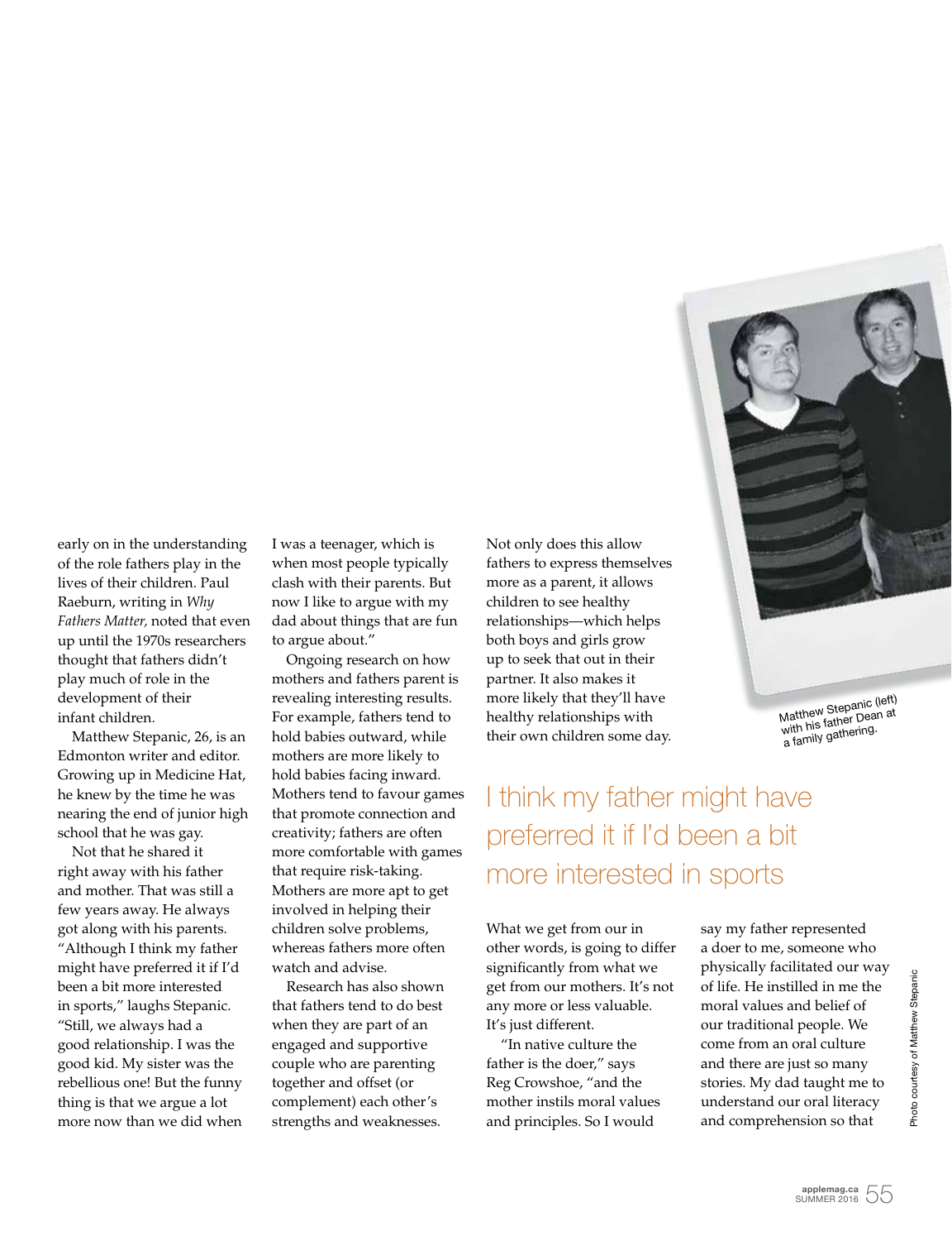early on in the understanding of the role fathers play in the lives of their children. Paul Raeburn, writing in *Why Fathers Matter,* noted that even up until the 1970s researchers thought that fathers didn't play much of role in the development of their infant children.

Matthew Stepanic, 26, is an Edmonton writer and editor. Growing up in Medicine Hat, he knew by the time he was nearing the end of junior high school that he was gay.

Not that he shared it right away with his father and mother. That was still a few years away. He always got along with his parents. "Although I think my father might have preferred it if I'd been a bit more interested in sports," laughs Stepanic. "Still, we always had a good relationship. I was the good kid. My sister was the rebellious one! But the funny thing is that we argue a lot more now than we did when I was a teenager, which is when most people typically clash with their parents. But now I like to argue with my dad about things that are fun to argue about."

Ongoing research on how mothers and fathers parent is revealing interesting results. For example, fathers tend to hold babies outward, while mothers are more likely to hold babies facing inward. Mothers tend to favour games that promote connection and creativity; fathers are often more comfortable with games that require risk-taking. Mothers are more apt to get involved in helping their children solve problems, whereas fathers more often watch and advise.

Research has also shown that fathers tend to do best when they are part of an engaged and supportive couple who are parenting together and offset (or complement) each other's strengths and weaknesses. Not only does this allow fathers to express themselves more as a parent, it allows children to see healthy relationships—which helps both boys and girls grow up to seek that out in their partner. It also makes it more likely that they'll have healthy relationships with their own children some day.

Matthew Stepanic (left) with his father Dean at a family gathering.

Photo courtesy of Matthew Stepanic

## I think my father might have preferred it if I'd been a bit more interested in sports

What we get from our in other words, is going to differ significantly from what we get from our mothers. It's not any more or less valuable. It's just different.

"In native culture the father is the doer," says Reg Crowshoe, "and the mother instils moral values and principles. So I would say my father represented a doer to me, someone who physically facilitated our way of life. He instilled in me the moral values and belief of our traditional people. We come from an oral culture and there are just so many stories. My dad taught me to understand our oral literacy and comprehension so that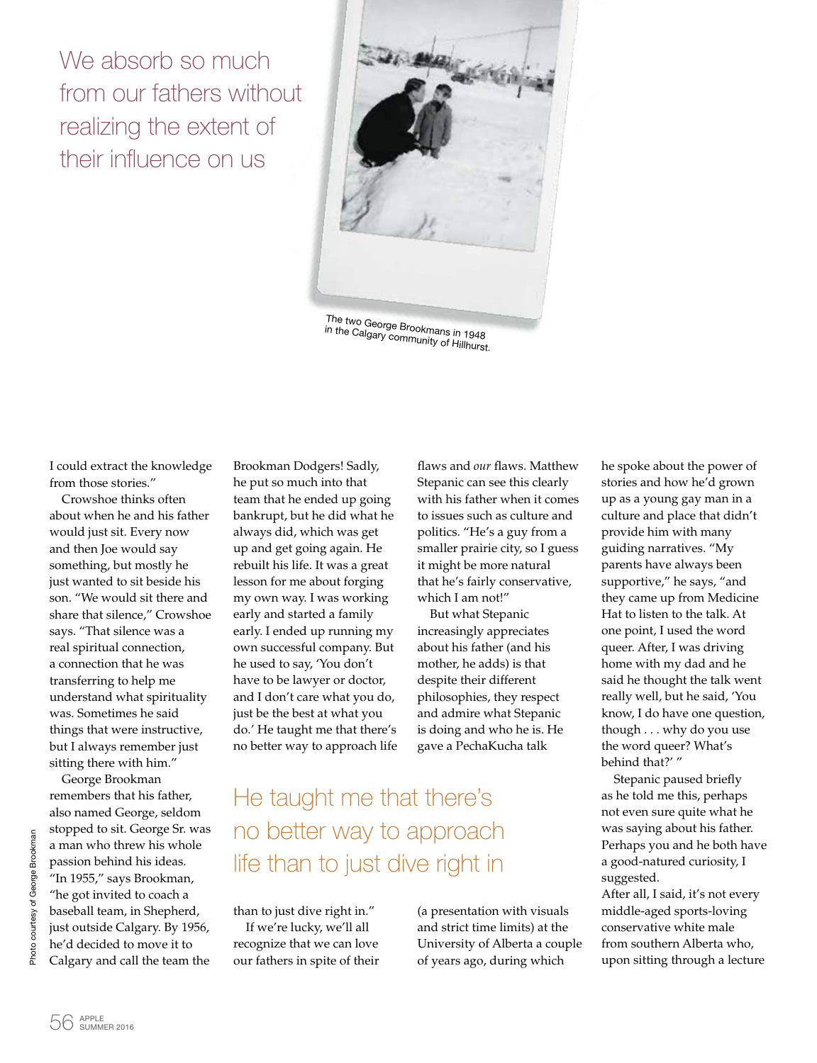We absorb so much from our fathers without realizing the extent of their influence on us

The two George Brookmans in 1948 in the Calgary community of Hillhurst.

Photo courtesy of George Brookman

I could extract the knowledge from those stories."

Crowshoe thinks often about when he and his father would just sit. Every now and then Joe would say something, but mostly he just wanted to sit beside his son. "We would sit there and share that silence," Crowshoe says. "That silence was a real spiritual connection, a connection that he was transferring to help me understand what spirituality was. Sometimes he said things that were instructive, but I always remember just sitting there with him."

George Brookman remembers that his father, also named George, seldom stopped to sit. George Sr. was a man who threw his whole passion behind his ideas. "In 1955," says Brookman, "he got invited to coach a baseball team, in Shepherd, just outside Calgary. By 1956, he'd decided to move it to Calgary and call the team the Brookman Dodgers! Sadly, he put so much into that team that he ended up going bankrupt, but he did what he always did, which was get up and get going again. He rebuilt his life. It was a great lesson for me about forging my own way. I was working early and started a family early. I ended up running my own successful company. But he used to say, 'You don't have to be lawyer or doctor, and I don't care what you do, just be the best at what you do.' He taught me that there's no better way to approach life than to just dive right in."

He taught me that there's no better way to approach life than to just dive right in

If we're lucky, we'll all recognize that we can love our fathers in spite of their flaws and *our* flaws. Matthew Stepanic can see this clearly with his father when it comes to issues such as culture and politics. "He's a guy from a smaller prairie city, so I guess it might be more natural that he's fairly conservative, which I am not!"

But what Stepanic increasingly appreciates about his father (and his mother, he adds) is that despite their different philosophies, they respect and admire what Stepanic is doing and who he is. He gave a PechaKucha talk (a presentation with visuals and strict time limits) at the University of Alberta a couple of years ago, during which he spoke about the power of stories and how he'd grown up as a young gay man in a culture and place that didn't provide him with many guiding narratives. "My parents have always been supportive," he says, "and they came up from Medicine Hat to listen to the talk. At one point, I used the word queer. After, I was driving home with my dad and he said he thought the talk went really well, but he said, 'You know, I do have one question, though . . . why do you use the word queer? What's behind that?' "

Stepanic paused briefly as he told me this, perhaps not even sure quite what he was saying about his father. Perhaps you and he both have a good-natured curiosity, I suggested.

After all, I said, it's not every middle-aged sports-loving conservative white male from southern Alberta who, upon sitting through a lecture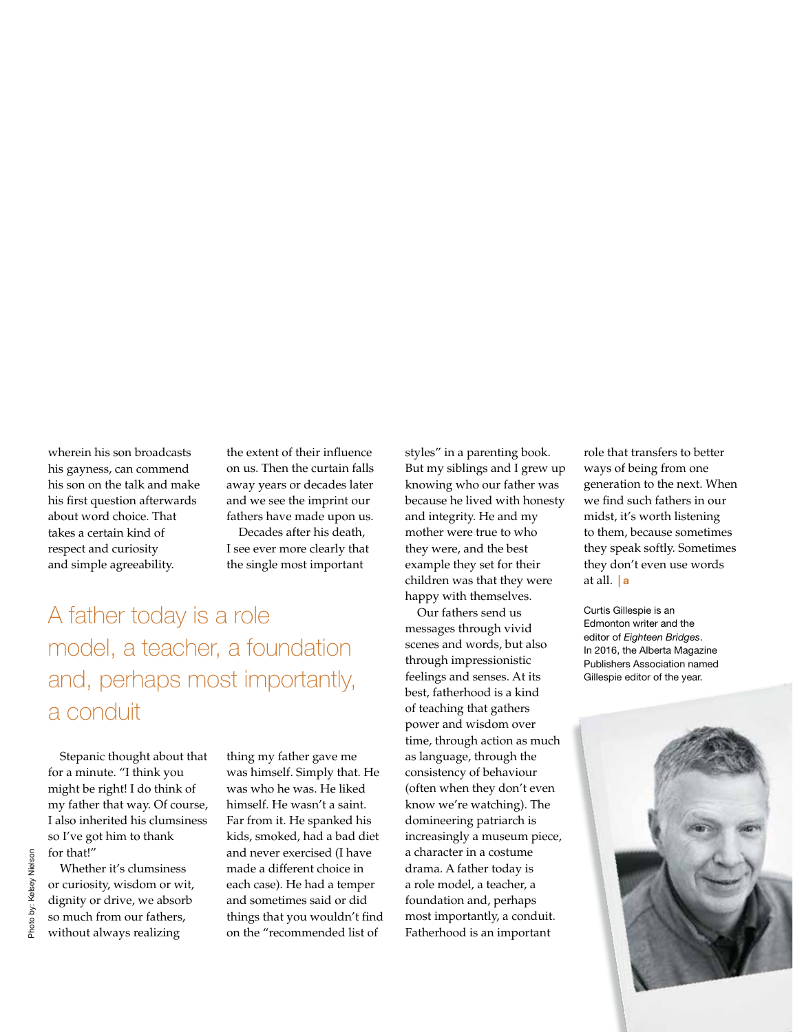wherein his son broadcasts his gayness, can commend his son on the talk and make his first question afterwards about word choice. That takes a certain kind of respect and curiosity and simple agreeability.

Stepanic thought about that for a minute. "I think you might be right! I do think of my father that way. Of course, I also inherited his clumsiness so I've got him to thank for that!"

Whether it's clumsiness or curiosity, wisdom or wit, dignity or drive, we absorb so much from our fathers, without always realizing the extent of their influence on us. Then the curtain falls away years or decades later and we see the imprint our fathers have made upon us.

Decades after his death, I see ever more clearly that the single most important thing my father gave me was himself. Simply that. He was who he was. He liked himself. He wasn't a saint. Far from it. He spanked his kids, smoked, had a bad diet and never exercised (I have made a different choice in each case). He had a temper and sometimes said or did things that you wouldn't find on the "recommended list of styles" in a parenting book. But my siblings and I grew up knowing who our father was because he lived with honesty and integrity. He and my mother were true to who they were, and the best example they set for their children was that they were happy with themselves.

## A father today is a role model, a teacher, a foundation and, perhaps most importantly, a conduit

Our fathers send us messages through vivid scenes and words, but also through impressionistic feelings and senses. At its best, fatherhood is a kind of teaching that gathers power and wisdom over time, through action as much as language, through the consistency of behaviour (often when they don't even know we're watching). The domineering patriarch is increasingly a museum piece, a character in a costume drama. A father today is a role model, a teacher, a foundation and, perhaps most importantly, a conduit. Fatherhood is an important role that transfers to better ways of being from one generation to the next. When we find such fathers in our midst, it's worth listening to them, because sometimes they speak softly. Sometimes they don't even use words at all. | a

Curtis Gillespie is an Edmonton writer and the editor of *Eighteen Bridges*. In 2016, the Alberta Magazine Publishers Association named Gillespie editor of the year.

Photo by: Kelsey Nielson